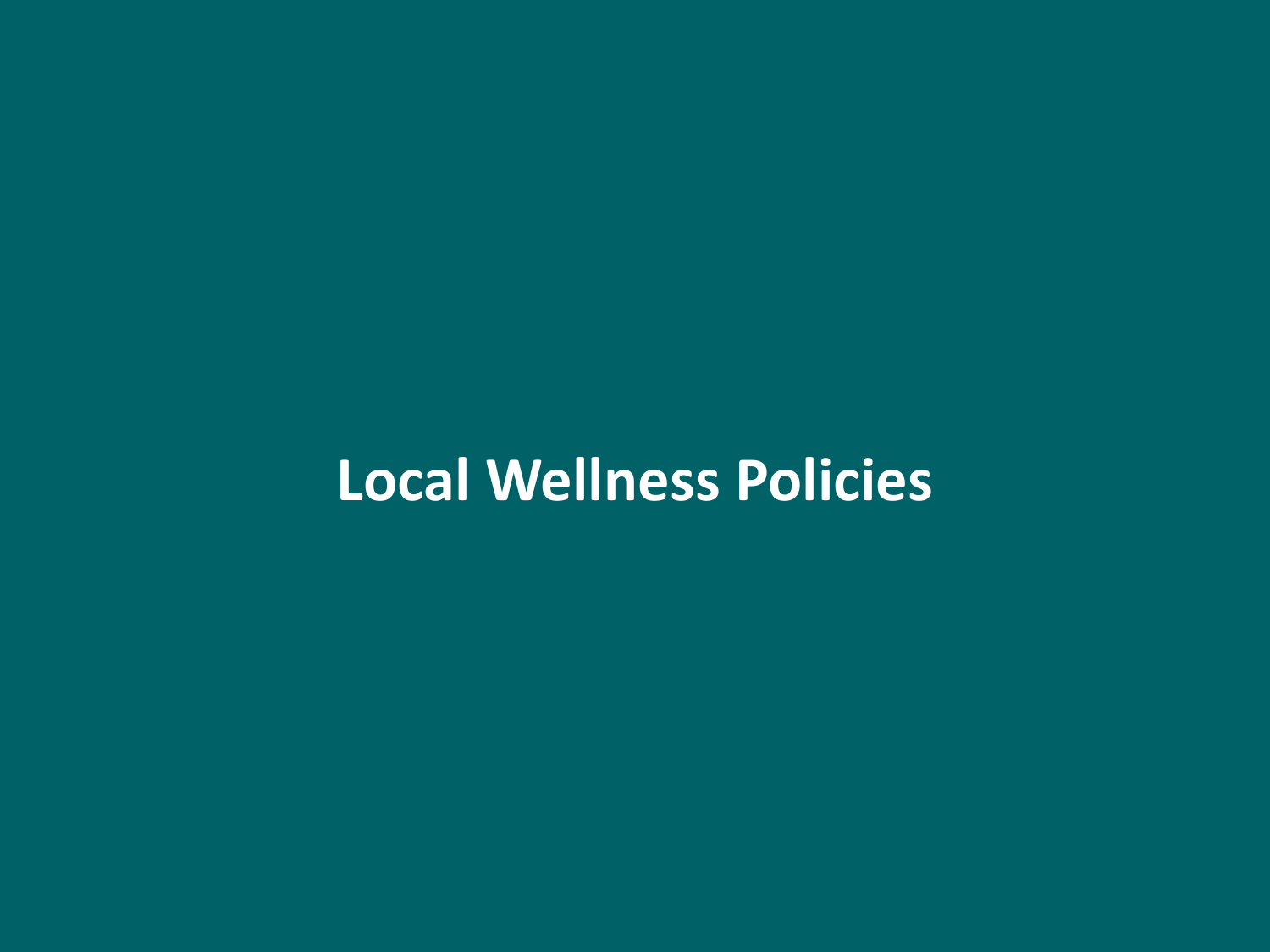# Local Wellness Policies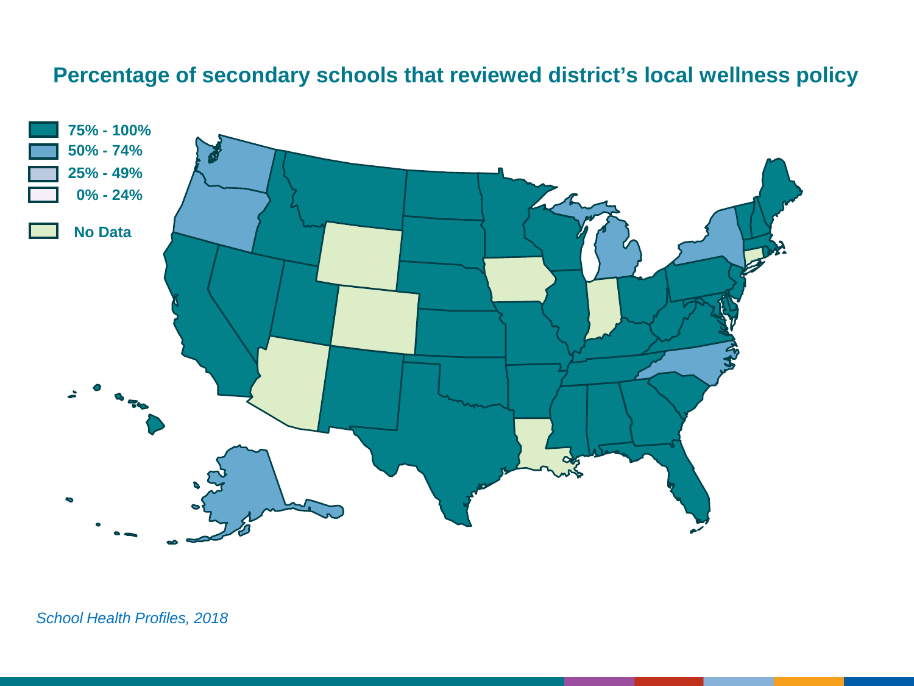# Percentage of secondary schools that reviewed district's local wellness policy

- 75% - 100%
- 50% - 74%
- 25% - 49%
- 0% - 24%
- No Data

*School Health Profiles, 2018*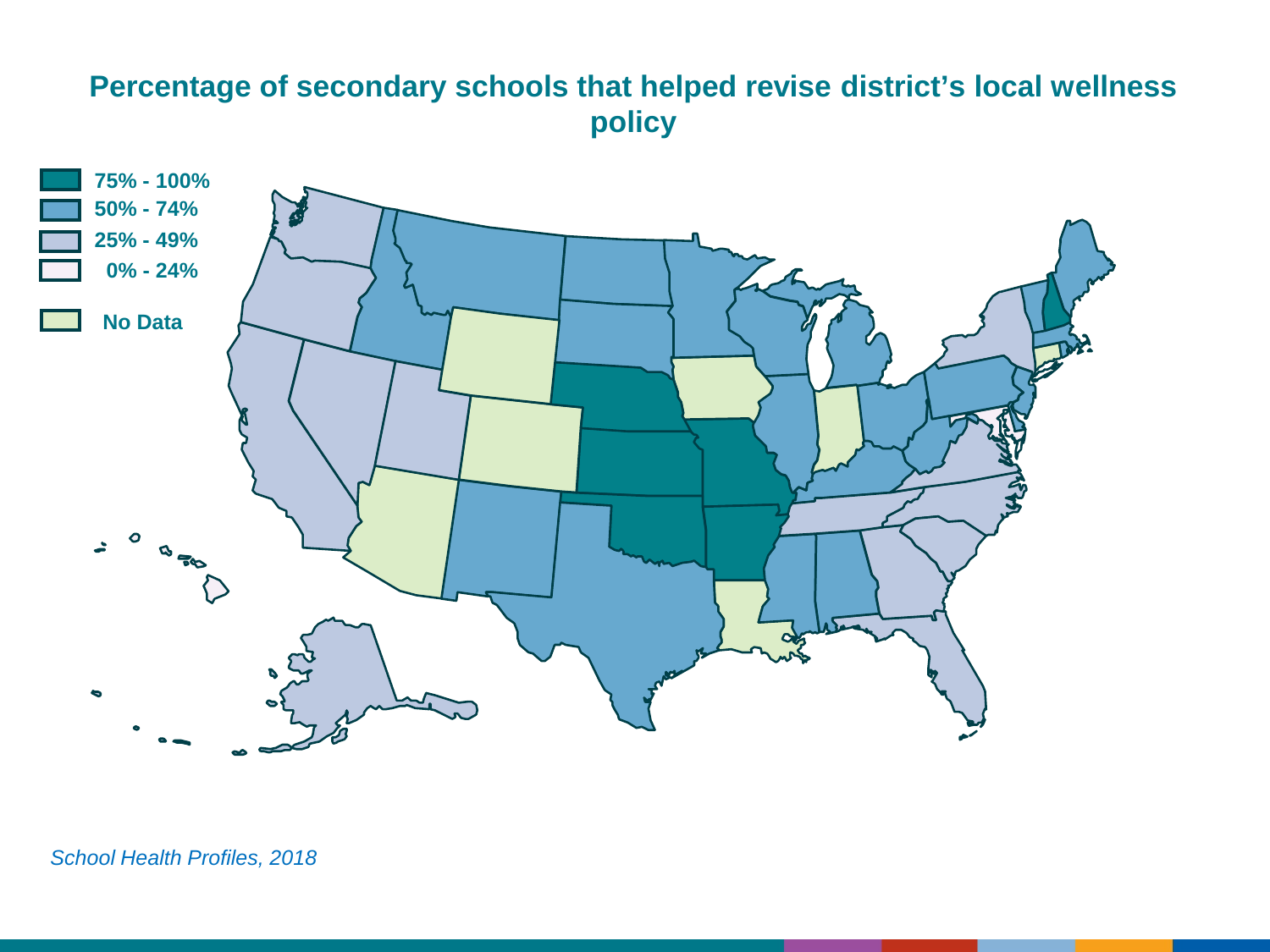# Percentage of secondary schools that helped revise district's local wellness policy

- 75% - 100%
- 50% - 74%
- 25% - 49%
- 0% - 24%
- No Data

*School Health Profiles, 2018*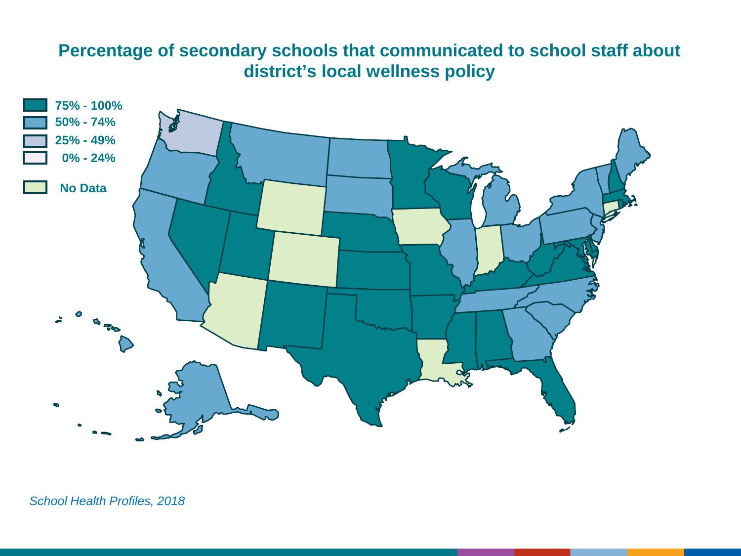# Percentage of secondary schools that communicated to school staff about district's local wellness policy

- 75% - 100%
- 50% - 74%
- 25% - 49%
- 0% - 24%
- No Data

*School Health Profiles, 2018*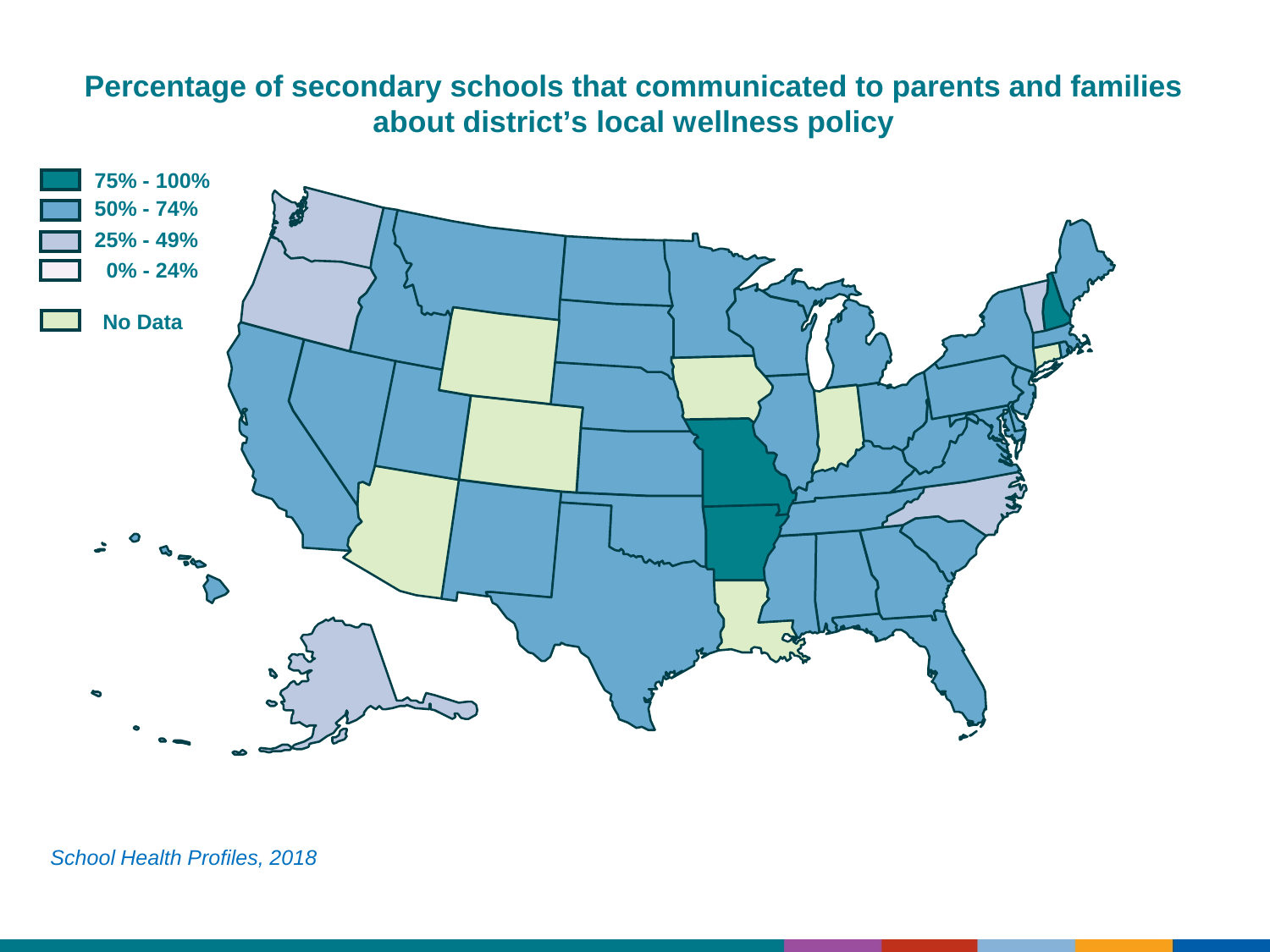## Percentage of secondary schools that communicated to parents and families about district's local wellness policy

- 75% - 100%
- 50% - 74%
- 25% - 49%
- 0% - 24%
- No Data

*School Health Profiles, 2018*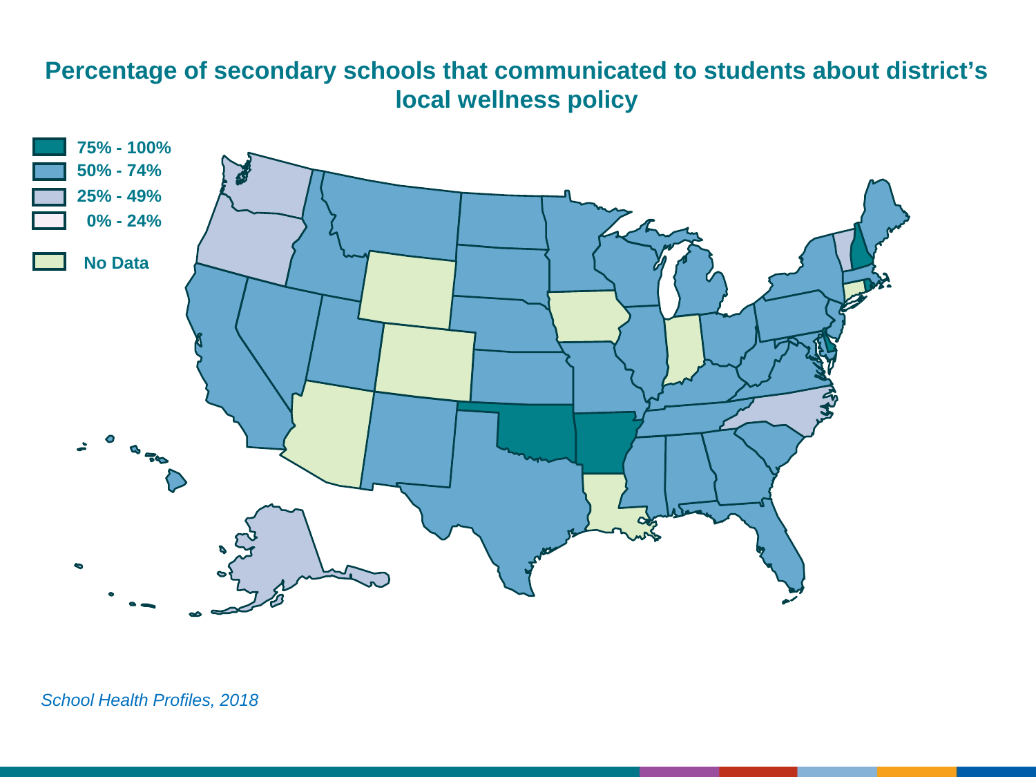# Percentage of secondary schools that communicated to students about district's local wellness policy

- 75% - 100%
- 50% - 74%
- 25% - 49%
- 0% - 24%
- No Data

*School Health Profiles, 2018*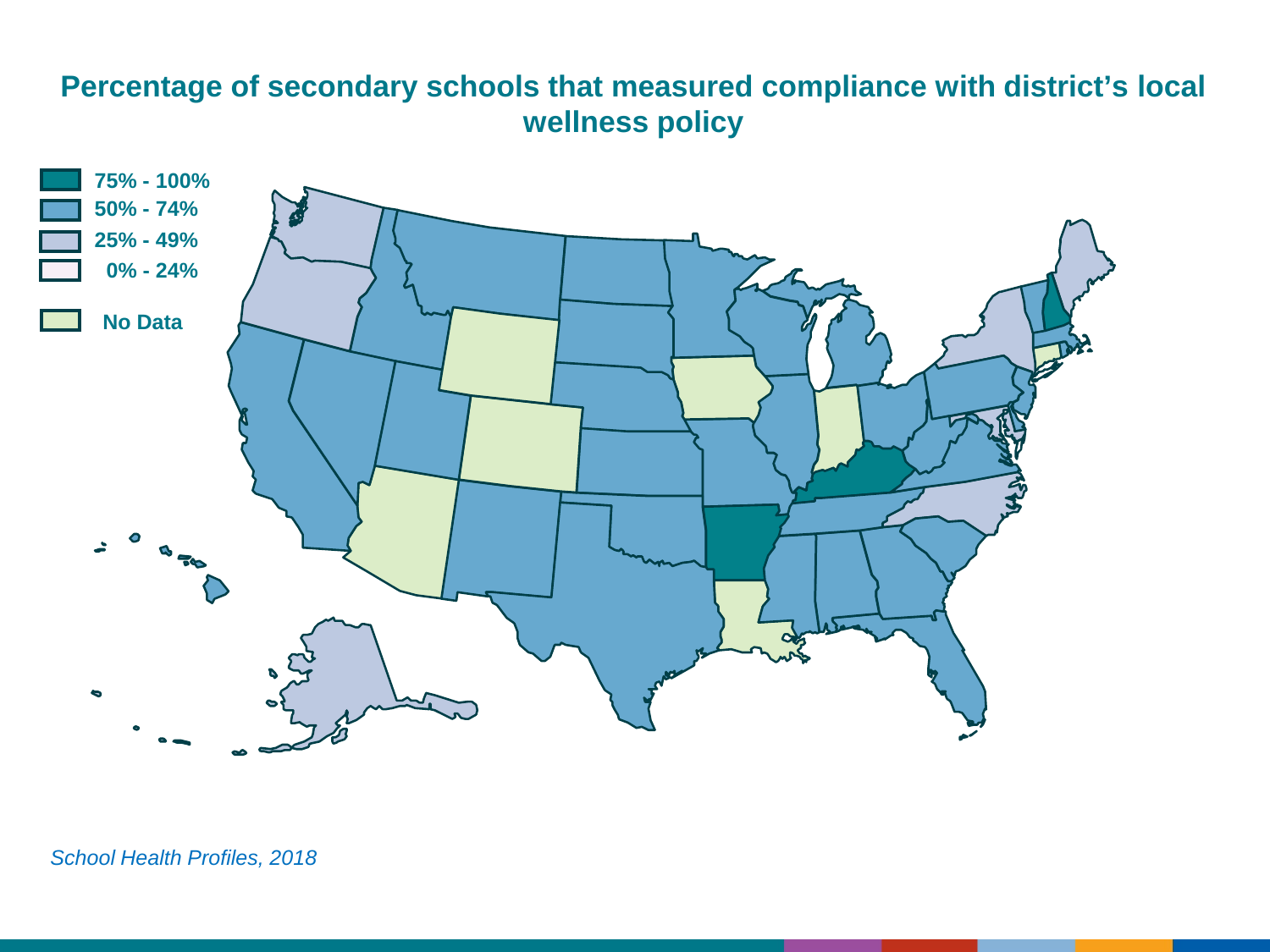# Percentage of secondary schools that measured compliance with district's local wellness policy

- 75% - 100%
- 50% - 74%
- 25% - 49%
- 0% - 24%
- No Data

*School Health Profiles, 2018*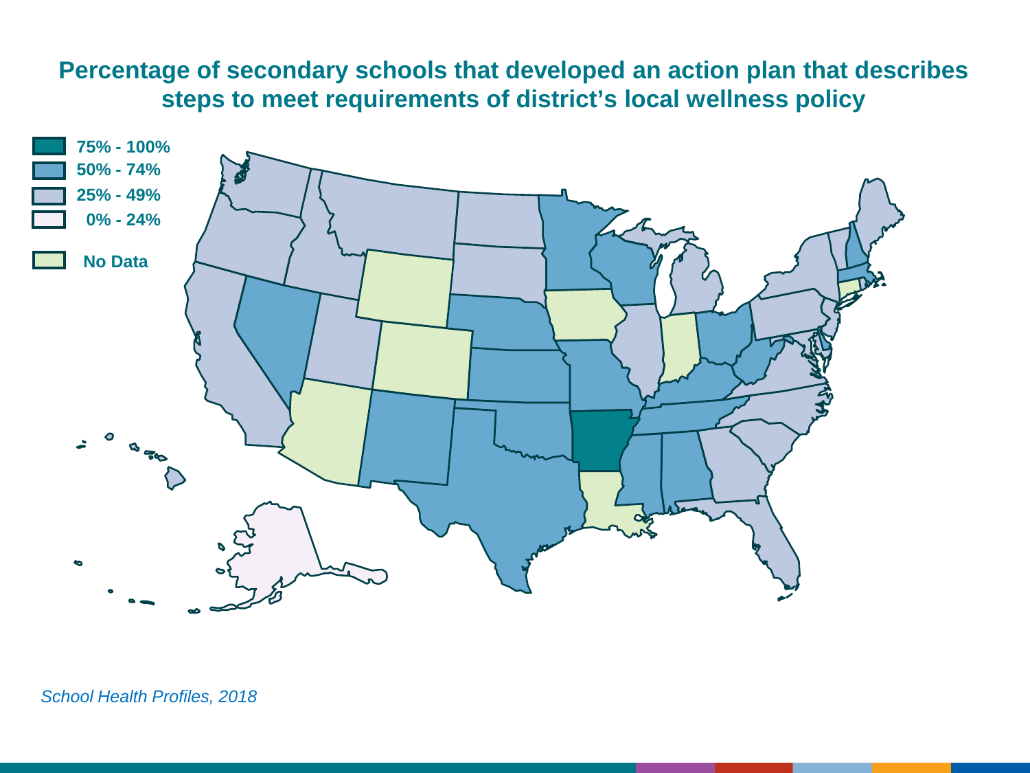# Percentage of secondary schools that developed an action plan that describes steps to meet requirements of district's local wellness policy

75% - 100%

50% - 74%

25% - 49%

0% - 24%

No Data

*School Health Profiles, 2018*